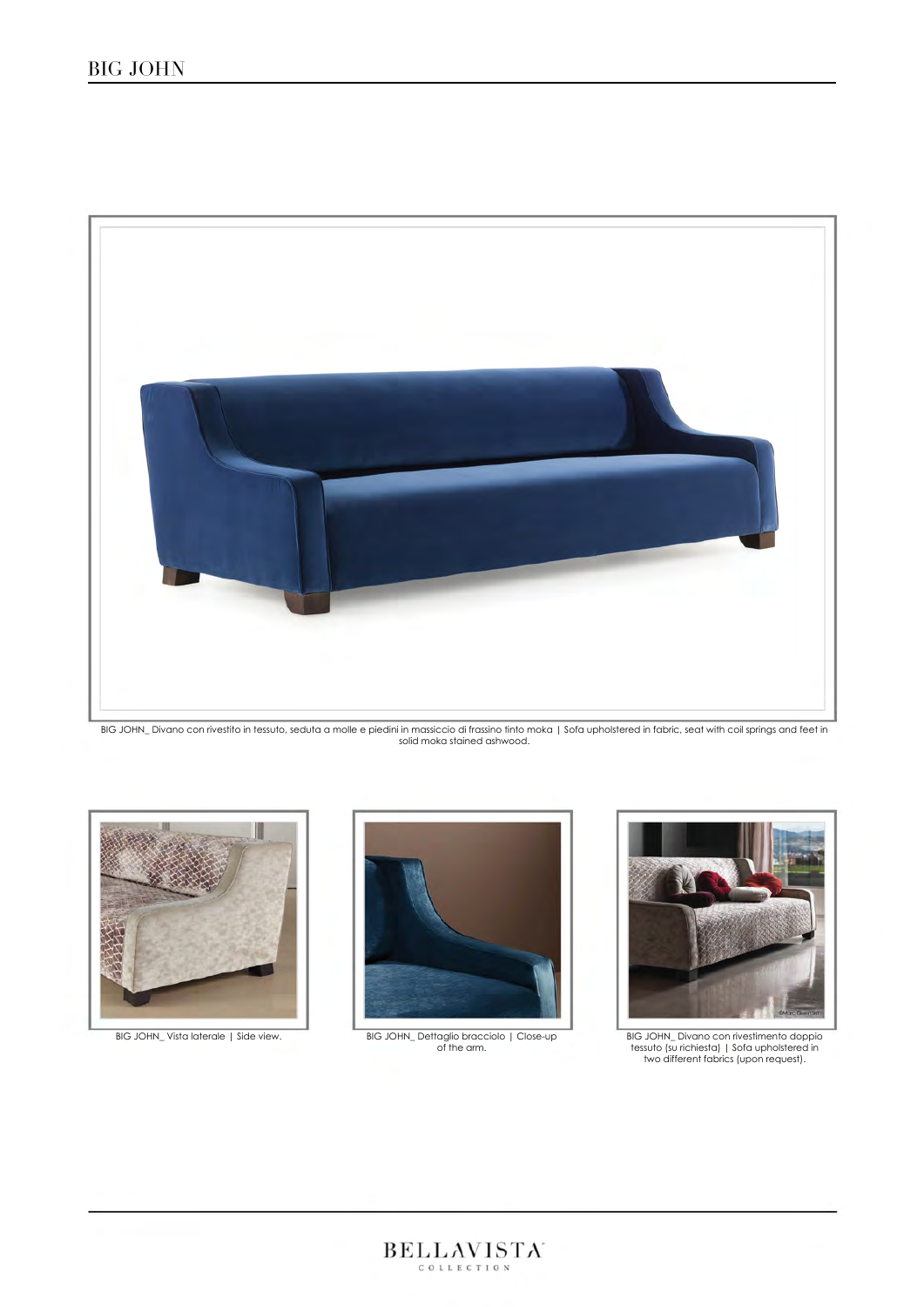# BIG JOHN

BIG JOHN_ Divano con rivestito in tessuto, seduta a molle e piedini in massiccio di frassino tinto moka | Sofa upholstered in fabric, seat with coil springs and feet in solid moka stained ashwood.

BIG JOHN_ Vista laterale | Side view.

BIG JOHN_ Dettaglio bracciolo | Close-up of the arm.

BIG JOHN_ Divano con rivestimento doppio tessuto (su richiesta) | Sofa upholstered in two different fabrics (upon request).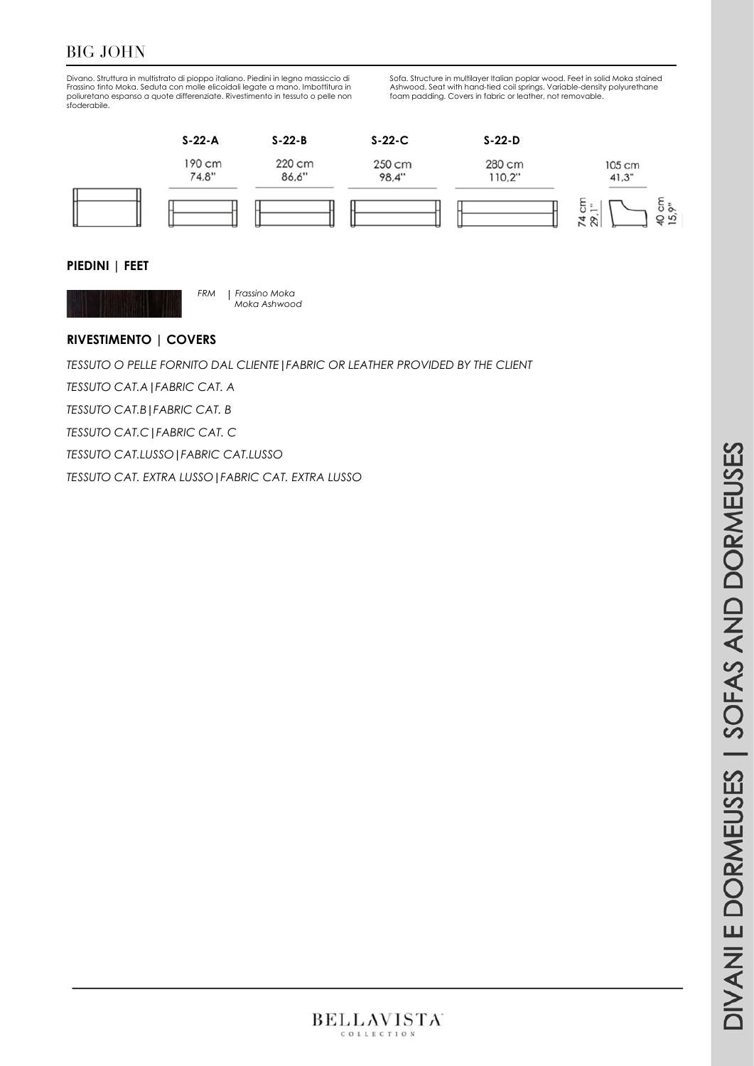# BIG JOHN

Divano. Struttura in multistrato di pioppo italiano. Piedini in legno massiccio di Frassino tinto Moka. Seduta con molle elicoidali legate a mano. Imbottitura in poliuretano espanso a quote differenziate. Rivestimento in tessuto o pelle non sfoderabile.

Sofa. Structure in multilayer Italian poplar wood. Feet in solid Moka stained Ashwood. Seat with hand-tied coil springs. Variable-density polyurethane foam padding. Covers in fabric or leather, not removable.

| S-22-A | S-22-B | S-22-C | S-22-D | |
|---|---|---|---|---|
| 190 cm 74,8" | 220 cm 86,6" | 250 cm 98,4" | 280 cm 110,2" | 105 cm 41,3" |

74 cm 29,1" — 40 cm 15,9"

## PIEDINI | FEET

*FRM* | *Frassino Moka*
*Moka Ashwood*

## RIVESTIMENTO | COVERS

*TESSUTO O PELLE FORNITO DAL CLIENTE|FABRIC OR LEATHER PROVIDED BY THE CLIENT*

*TESSUTO CAT.A|FABRIC CAT. A*

*TESSUTO CAT.B|FABRIC CAT. B*

*TESSUTO CAT.C|FABRIC CAT. C*

*TESSUTO CAT.LUSSO|FABRIC CAT.LUSSO*

*TESSUTO CAT. EXTRA LUSSO|FABRIC CAT. EXTRA LUSSO*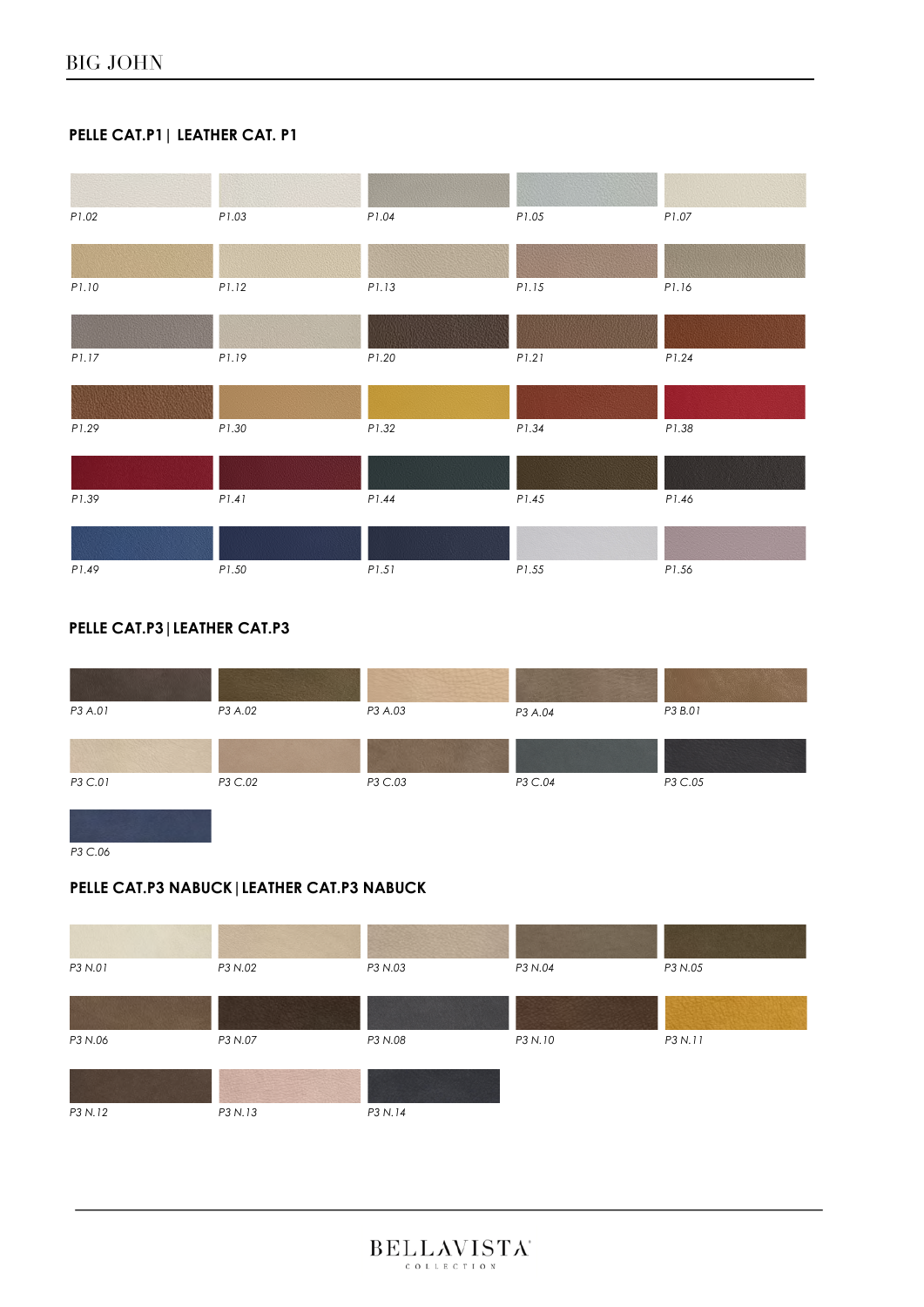## PELLE CAT.P1 | LEATHER CAT. P1

P1.02 P1.03 P1.04 P1.05 P1.07

P1.10 P1.12 P1.13 P1.15 P1.16

P1.17 P1.19 P1.20 P1.21 P1.24

P1.29 P1.30 P1.32 P1.34 P1.38

P1.39 P1.41 P1.44 P1.45 P1.46

P1.49 P1.50 P1.51 P1.55 P1.56

## PELLE CAT.P3 | LEATHER CAT.P3

P3 A.01 P3 A.02 P3 A.03 P3 A.04 P3 B.01

P3 C.01 P3 C.02 P3 C.03 P3 C.04 P3 C.05

P3 C.06

## PELLE CAT.P3 NABUCK | LEATHER CAT.P3 NABUCK

P3 N.01 P3 N.02 P3 N.03 P3 N.04 P3 N.05

P3 N.06 P3 N.07 P3 N.08 P3 N.10 P3 N.11

P3 N.12 P3 N.13 P3 N.14